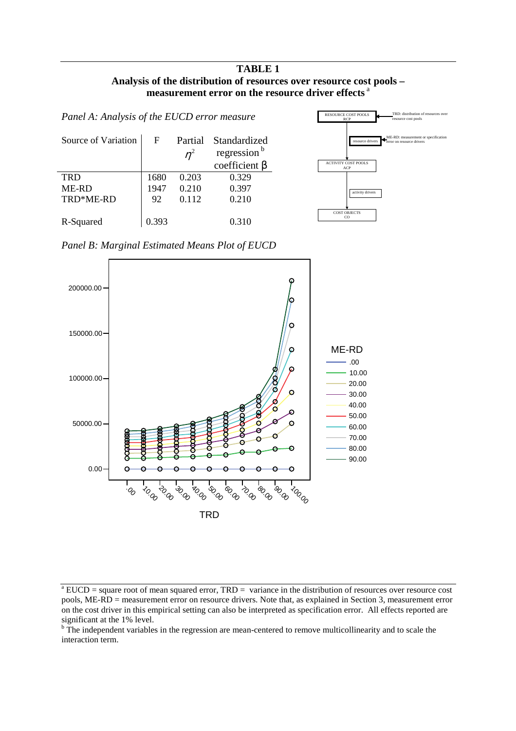**TABLE 1**

**Analysis of the distribution of resources over resource cost pools – measurement error on the resource driver effects** [a]

*Panel A: Analysis of the EUCD error measure*

| Source of Variation | F | Partial $\eta^2$ | Standardized regression [b] coefficient β |
|---|---|---|---|
| TRD | 1680 | 0.203 | 0.329 |
| ME-RD | 1947 | 0.210 | 0.397 |
| TRD*ME-RD | 92 | 0.112 | 0.210 |
| R-Squared | 0.393 | | 0.310 |

RESOURCE COST POOLS RCP ← TRD: distribution of resources over resource cost pools

resource drivers ← ME-RD: measurement or specification error on resource drivers

ACTIVITY COST POOLS ACP

activity drivers

COST OBJECTS CO

*Panel B: Marginal Estimated Means Plot of EUCD*

[a] EUCD = square root of mean squared error, TRD = variance in the distribution of resources over resource cost pools, ME-RD = measurement error on resource drivers. Note that, as explained in Section 3, measurement error on the cost driver in this empirical setting can also be interpreted as specification error. All effects reported are significant at the 1% level.

[b] The independent variables in the regression are mean-centered to remove multicollinearity and to scale the interaction term.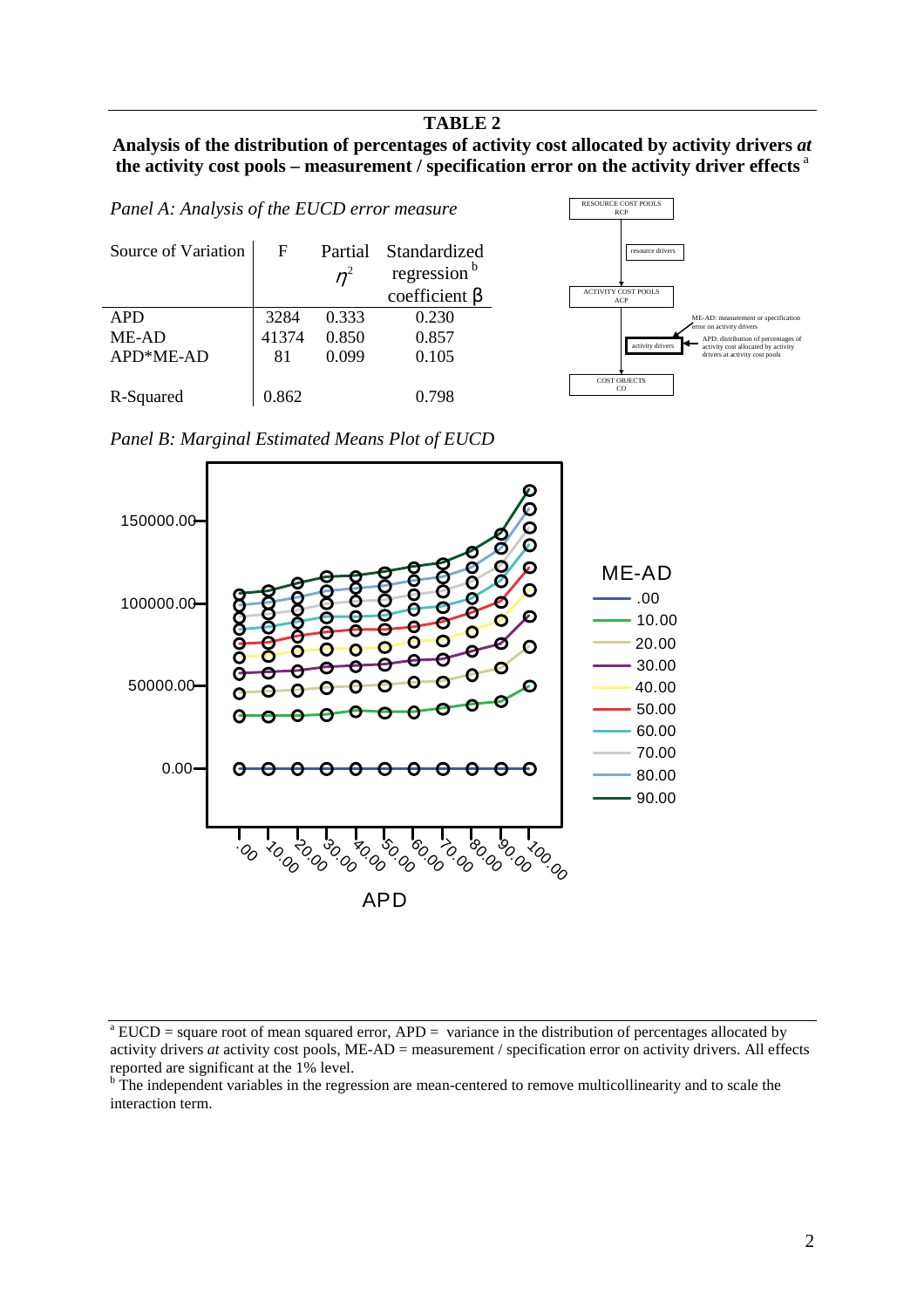## TABLE 2

**Analysis of the distribution of percentages of activity cost allocated by activity drivers *at* the activity cost pools – measurement / specification error on the activity driver effects** [a]

*Panel A: Analysis of the EUCD error measure*

| Source of Variation | F | Partial $\eta^2$ | Standardized regression [b] coefficient β |
|---|---|---|---|
| APD | 3284 | 0.333 | 0.230 |
| ME-AD | 41374 | 0.850 | 0.857 |
| APD*ME-AD | 81 | 0.099 | 0.105 |
| R-Squared | 0.862 | | 0.798 |

RESOURCE COST POOLS RCP → resource drivers → ACTIVITY COST POOLS ACP → activity drivers → COST OBJECTS CO

ME-AD: measurement or specification error on activity drivers

APD: distribution of percentages of activity cost allocated by activity drivers at activity cost pools

*Panel B: Marginal Estimated Means Plot of EUCD*

---

[a] EUCD = square root of mean squared error, APD = variance in the distribution of percentages allocated by activity drivers *at* activity cost pools, ME-AD = measurement / specification error on activity drivers. All effects reported are significant at the 1% level.

[b] The independent variables in the regression are mean-centered to remove multicollinearity and to scale the interaction term.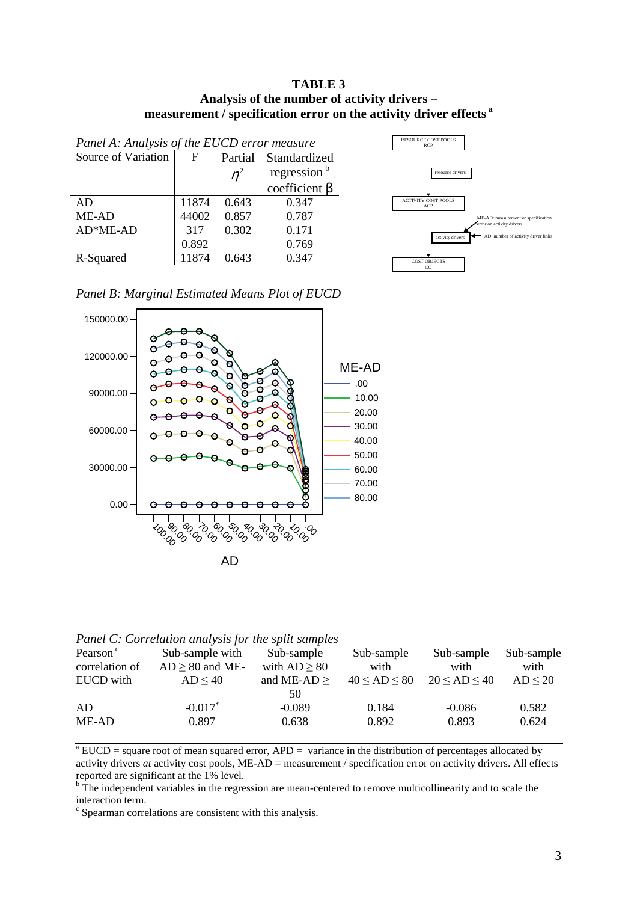**TABLE 3**
**Analysis of the number of activity drivers –**
**measurement / specification error on the activity driver effects [a]**

*Panel A: Analysis of the EUCD error measure*

| Source of Variation | F | Partial $\eta^2$ | Standardized regression [b] coefficient β |
|---|---|---|---|
| AD | 11874 | 0.643 | 0.347 |
| ME-AD | 44002 | 0.857 | 0.787 |
| AD*ME-AD | 317 | 0.302 | 0.171 |
| | 0.892 | | 0.769 |
| R-Squared | 11874 | 0.643 | 0.347 |

RESOURCE COST POOLS RCP → resource drivers → ACTIVITY COST POOLS ACP → activity drivers → COST OBJECTS CO

ME-AD: measurement or specification error on activity drivers

AD: number of activity driver links

*Panel B: Marginal Estimated Means Plot of EUCD*

*Panel C: Correlation analysis for the split samples*

| Pearson [c] correlation of EUCD with | Sub-sample with AD ≥ 80 and ME-AD ≤ 40 | Sub-sample with AD ≥ 80 and ME-AD ≥ 50 | Sub-sample with 40 ≤ AD ≤ 80 | Sub-sample with 20 ≤ AD ≤ 40 | Sub-sample with AD ≤ 20 |
|---|---|---|---|---|---|
| AD | -0.017* | -0.089 | 0.184 | -0.086 | 0.582 |
| ME-AD | 0.897 | 0.638 | 0.892 | 0.893 | 0.624 |

[a] EUCD = square root of mean squared error, APD = variance in the distribution of percentages allocated by activity drivers *at* activity cost pools, ME-AD = measurement / specification error on activity drivers. All effects reported are significant at the 1% level.

[b] The independent variables in the regression are mean-centered to remove multicollinearity and to scale the interaction term.

[c] Spearman correlations are consistent with this analysis.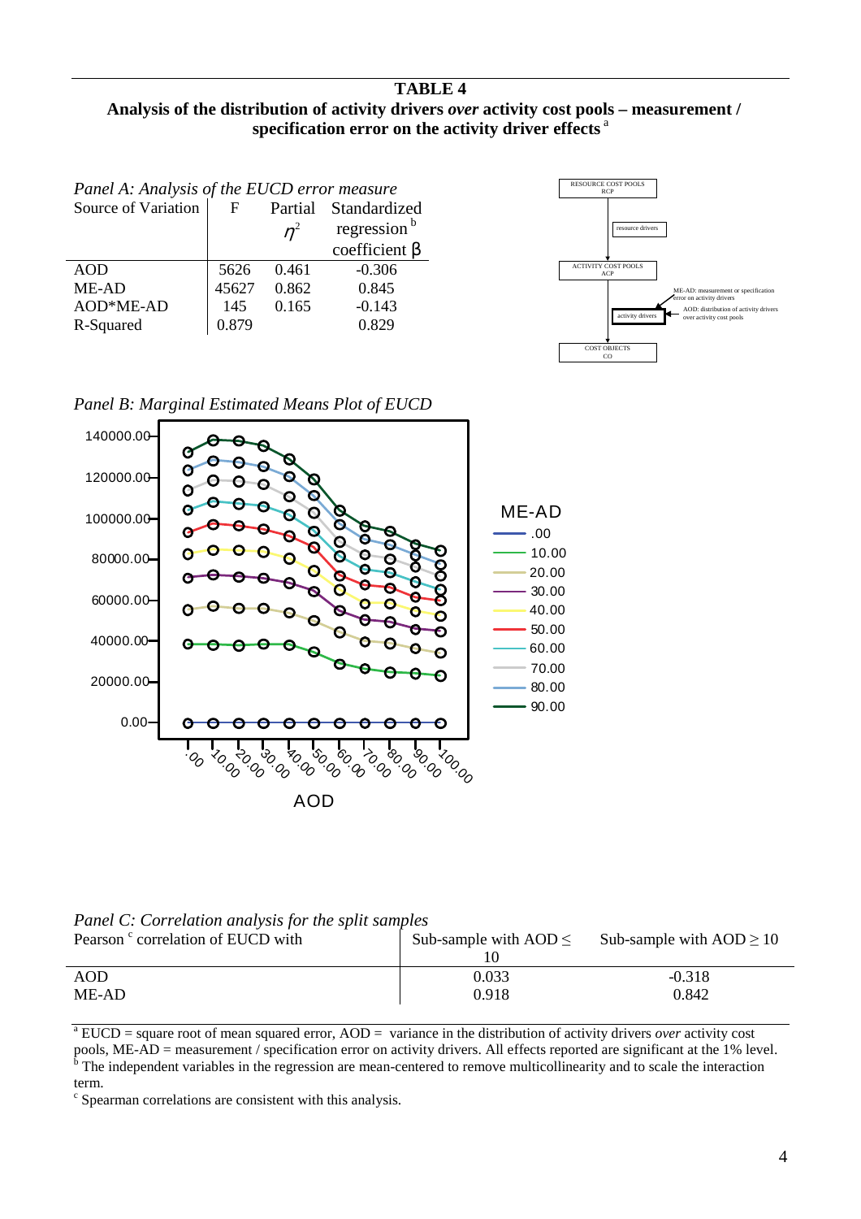**TABLE 4**

**Analysis of the distribution of activity drivers *over* activity cost pools – measurement / specification error on the activity driver effects** [a]

*Panel A: Analysis of the EUCD error measure*

| Source of Variation | F | Partial $\eta^2$ | Standardized regression [b] coefficient β |
|---|---|---|---|
| AOD | 5626 | 0.461 | -0.306 |
| ME-AD | 45627 | 0.862 | 0.845 |
| AOD*ME-AD | 145 | 0.165 | -0.143 |
| R-Squared | 0.879 | | 0.829 |

RESOURCE COST POOLS RCP

resource drivers

ACTIVITY COST POOLS ACP

activity drivers

ME-AD: measurement or specification error on activity drivers

AOD: distribution of activity drivers over activity cost pools

COST OBJECTS CO

*Panel B: Marginal Estimated Means Plot of EUCD*

*Panel C: Correlation analysis for the split samples*

| Pearson [c] correlation of EUCD with | Sub-sample with AOD ≤ 10 | Sub-sample with AOD ≥ 10 |
|---|---|---|
| AOD | 0.033 | -0.318 |
| ME-AD | 0.918 | 0.842 |

[a] EUCD = square root of mean squared error, AOD = variance in the distribution of activity drivers *over* activity cost pools, ME-AD = measurement / specification error on activity drivers. All effects reported are significant at the 1% level.

[b] The independent variables in the regression are mean-centered to remove multicollinearity and to scale the interaction term.

[c] Spearman correlations are consistent with this analysis.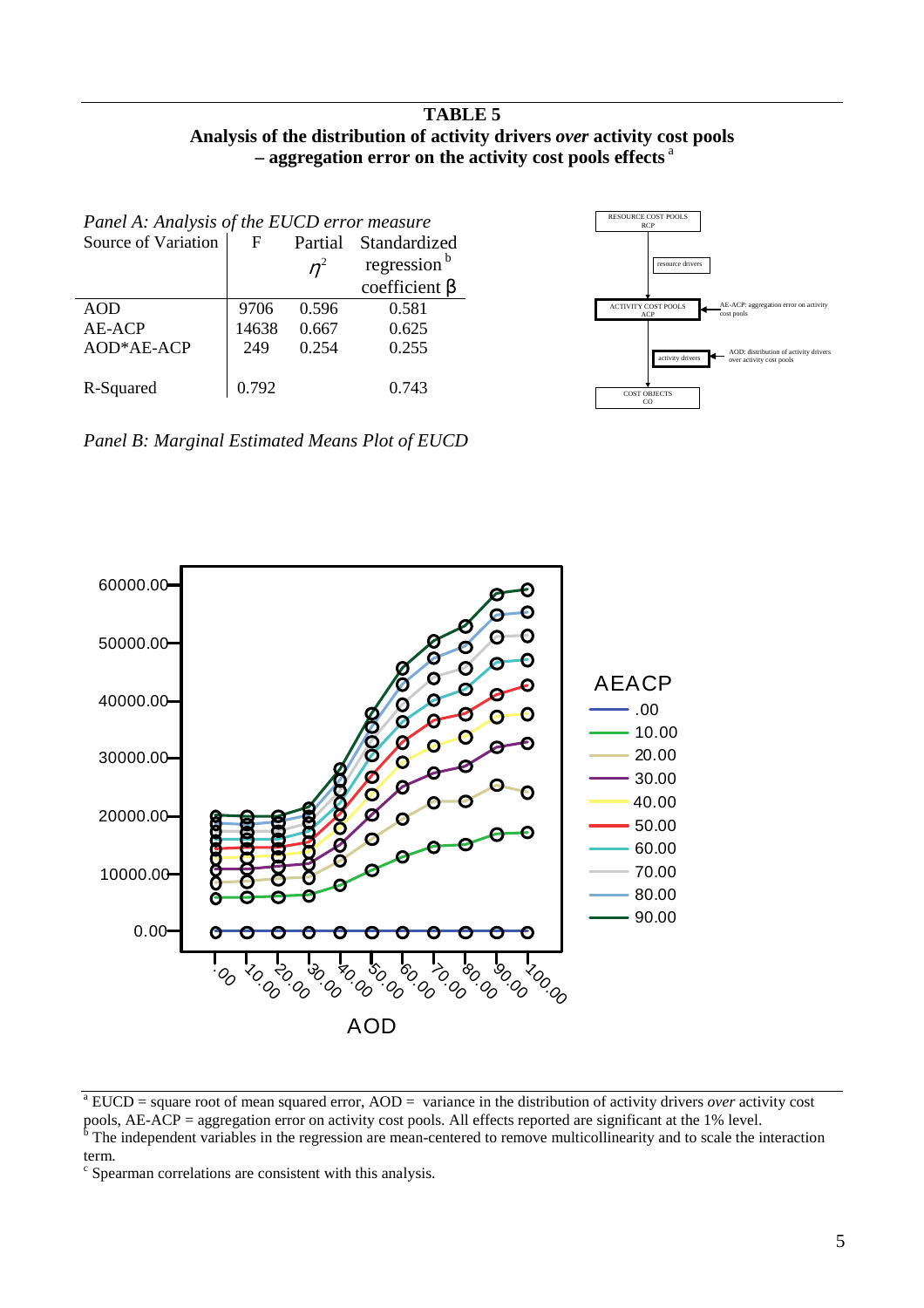**TABLE 5**
**Analysis of the distribution of activity drivers *over* activity cost pools – aggregation error on the activity cost pools effects** [a]

*Panel A: Analysis of the EUCD error measure*

| Source of Variation | F | Partial $\eta^2$ | Standardized regression [b] coefficient $\beta$ |
|---|---|---|---|
| AOD | 9706 | 0.596 | 0.581 |
| AE-ACP | 14638 | 0.667 | 0.625 |
| AOD*AE-ACP | 249 | 0.254 | 0.255 |
| R-Squared | 0.792 | | 0.743 |

RESOURCE COST POOLS RCP

resource drivers

ACTIVITY COST POOLS ACP

AE-ACP: aggregation error on activity cost pools

activity drivers

AOD: distribution of activity drivers over activity cost pools

COST OBJECTS CO

*Panel B: Marginal Estimated Means Plot of EUCD*

[a] EUCD = square root of mean squared error, AOD = variance in the distribution of activity drivers *over* activity cost pools, AE-ACP = aggregation error on activity cost pools. All effects reported are significant at the 1% level.
[b] The independent variables in the regression are mean-centered to remove multicollinearity and to scale the interaction term.
[c] Spearman correlations are consistent with this analysis.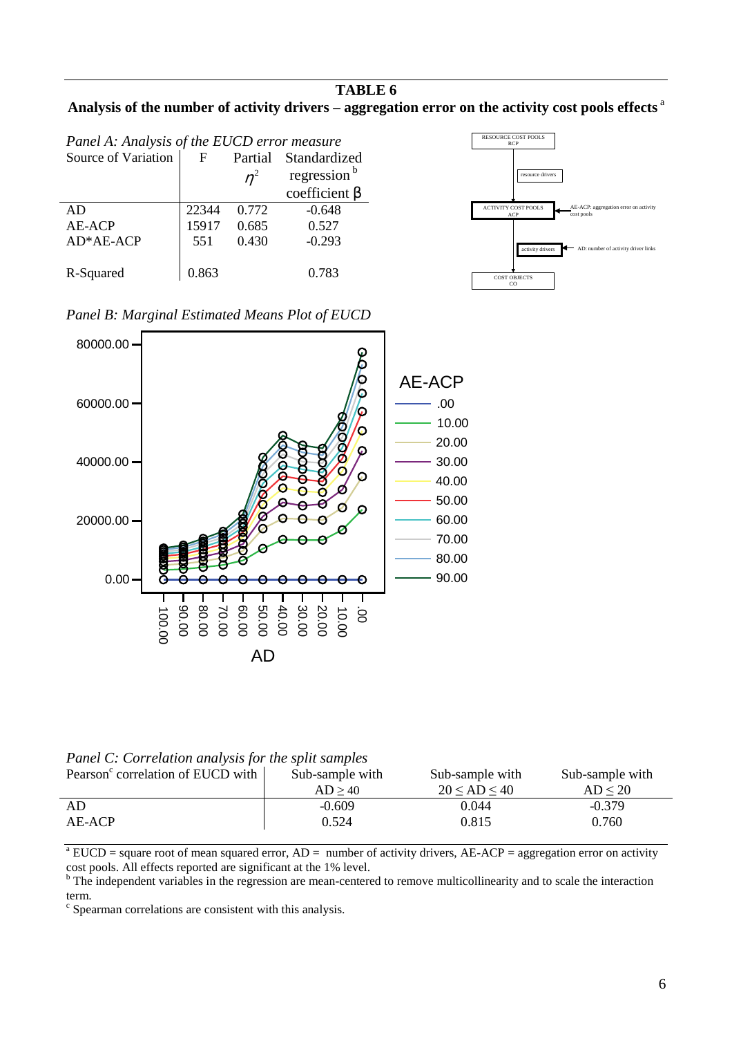## TABLE 6

### Analysis of the number of activity drivers – aggregation error on the activity cost pools effects [a]

*Panel A: Analysis of the EUCD error measure*

| Source of Variation | F | Partial $\eta^2$ | Standardized regression [b] coefficient $\beta$ |
|---|---|---|---|
| AD | 22344 | 0.772 | -0.648 |
| AE-ACP | 15917 | 0.685 | 0.527 |
| AD*AE-ACP | 551 | 0.430 | -0.293 |
| R-Squared | 0.863 | | 0.783 |

RESOURCE COST POOLS
RCP
resource drivers
ACTIVITY COST POOLS
ACP
AE-ACP: aggregation error on activity cost pools
activity drivers
AD: number of activity driver links
COST OBJECTS
CO

*Panel B: Marginal Estimated Means Plot of EUCD*

80000.00
60000.00
40000.00
20000.00
0.00

100.00
90.00
80.00
70.00
60.00
50.00
40.00
30.00
20.00
10.00
.00

AD

AE-ACP
.00
10.00
20.00
30.00
40.00
50.00
60.00
70.00
80.00
90.00

*Panel C: Correlation analysis for the split samples*

| Pearson[c] correlation of EUCD with | Sub-sample with AD ≥ 40 | Sub-sample with 20 ≤ AD ≤ 40 | Sub-sample with AD ≤ 20 |
|---|---|---|---|
| AD | -0.609 | 0.044 | -0.379 |
| AE-ACP | 0.524 | 0.815 | 0.760 |

[a] EUCD = square root of mean squared error, AD = number of activity drivers, AE-ACP = aggregation error on activity cost pools. All effects reported are significant at the 1% level.
[b] The independent variables in the regression are mean-centered to remove multicollinearity and to scale the interaction term.
[c] Spearman correlations are consistent with this analysis.